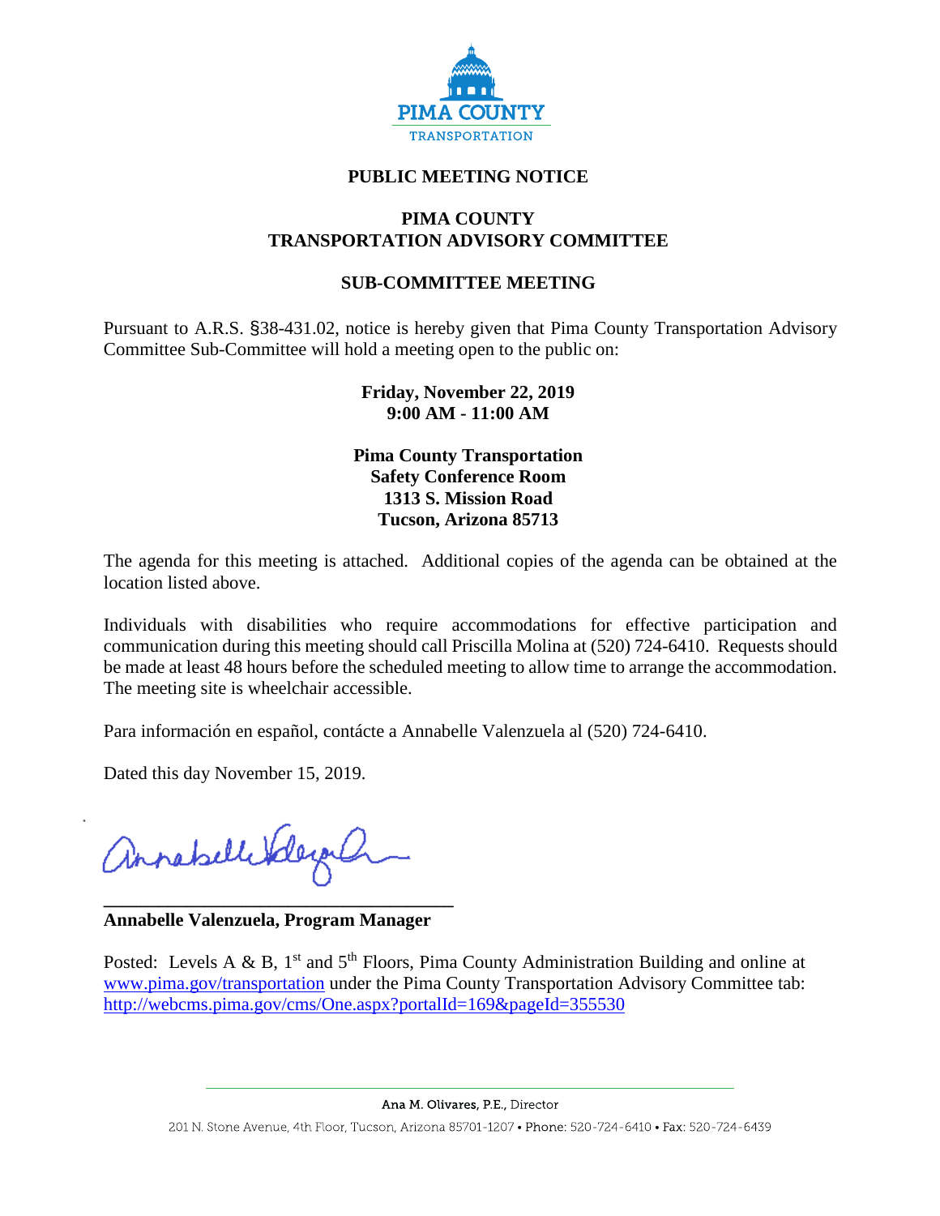PIMA COUNTY
TRANSPORTATION

# PUBLIC MEETING NOTICE

## PIMA COUNTY
## TRANSPORTATION ADVISORY COMMITTEE

## SUB-COMMITTEE MEETING

Pursuant to A.R.S. §38-431.02, notice is hereby given that Pima County Transportation Advisory Committee Sub-Committee will hold a meeting open to the public on:

**Friday, November 22, 2019**
**9:00 AM - 11:00 AM**

**Pima County Transportation**
**Safety Conference Room**
**1313 S. Mission Road**
**Tucson, Arizona 85713**

The agenda for this meeting is attached. Additional copies of the agenda can be obtained at the location listed above.

Individuals with disabilities who require accommodations for effective participation and communication during this meeting should call Priscilla Molina at (520) 724-6410. Requests should be made at least 48 hours before the scheduled meeting to allow time to arrange the accommodation. The meeting site is wheelchair accessible.

Para información en español, contácte a Annabelle Valenzuela al (520) 724-6410.

Dated this day November 15, 2019.

_______________________________________

**Annabelle Valenzuela, Program Manager**

Posted: Levels A & B, 1st and 5th Floors, Pima County Administration Building and online at www.pima.gov/transportation under the Pima County Transportation Advisory Committee tab: http://webcms.pima.gov/cms/One.aspx?portalId=169&pageId=355530

Ana M. Olivares, P.E., Director

201 N. Stone Avenue, 4th Floor, Tucson, Arizona 85701-1207 • Phone: 520-724-6410 • Fax: 520-724-6439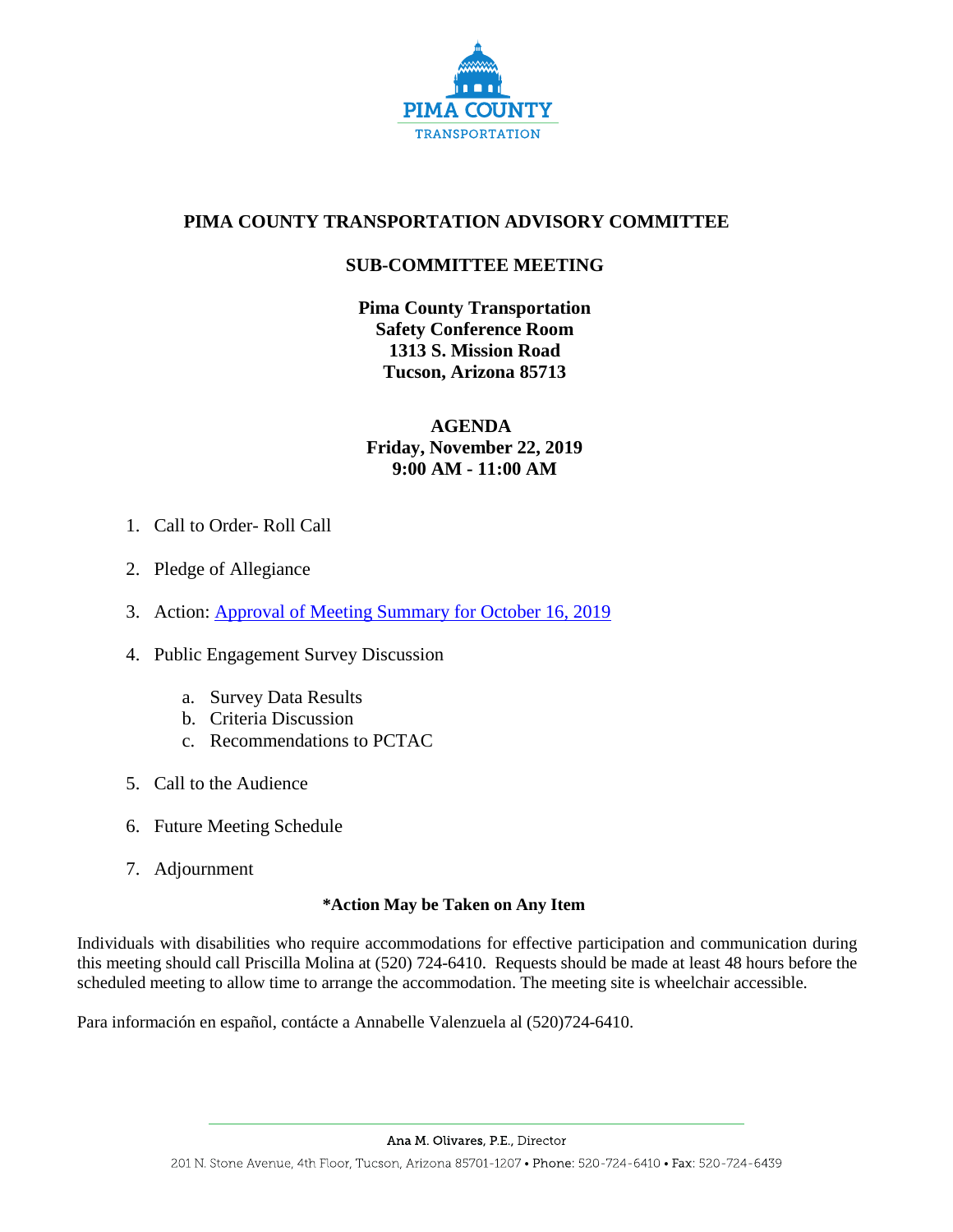PIMA COUNTY
TRANSPORTATION

# PIMA COUNTY TRANSPORTATION ADVISORY COMMITTEE

## SUB-COMMITTEE MEETING

**Pima County Transportation**
**Safety Conference Room**
**1313 S. Mission Road**
**Tucson, Arizona 85713**

**AGENDA**
**Friday, November 22, 2019**
**9:00 AM - 11:00 AM**

1. Call to Order- Roll Call
2. Pledge of Allegiance
3. Action: Approval of Meeting Summary for October 16, 2019
4. Public Engagement Survey Discussion
   a. Survey Data Results
   b. Criteria Discussion
   c. Recommendations to PCTAC
5. Call to the Audience
6. Future Meeting Schedule
7. Adjournment

**\*Action May be Taken on Any Item**

Individuals with disabilities who require accommodations for effective participation and communication during this meeting should call Priscilla Molina at (520) 724-6410. Requests should be made at least 48 hours before the scheduled meeting to allow time to arrange the accommodation. The meeting site is wheelchair accessible.

Para información en español, contácte a Annabelle Valenzuela al (520)724-6410.

Ana M. Olivares, P.E., Director

201 N. Stone Avenue, 4th Floor, Tucson, Arizona 85701-1207 • Phone: 520-724-6410 • Fax: 520-724-6439